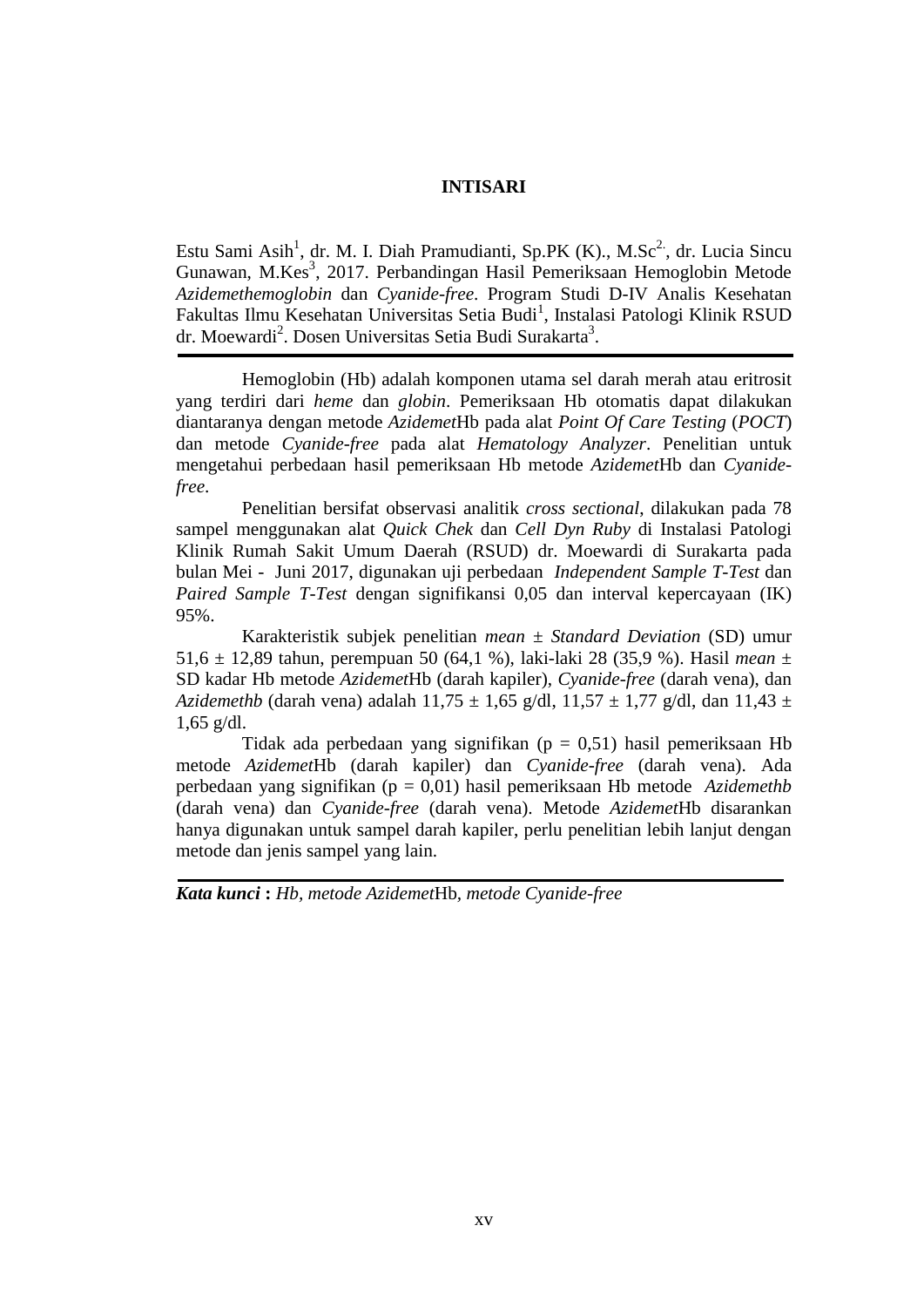# INTISARI

Estu Sami Asih[1], dr. M. I. Diah Pramudianti, Sp.PK (K)., M.Sc[2], dr. Lucia Sincu Gunawan, M.Kes[3], 2017. Perbandingan Hasil Pemeriksaan Hemoglobin Metode *Azidemethemoglobin* dan *Cyanide-free*. Program Studi D-IV Analis Kesehatan Fakultas Ilmu Kesehatan Universitas Setia Budi[1], Instalasi Patologi Klinik RSUD dr. Moewardi[2]. Dosen Universitas Setia Budi Surakarta[3].

---

Hemoglobin (Hb) adalah komponen utama sel darah merah atau eritrosit yang terdiri dari *heme* dan *globin*. Pemeriksaan Hb otomatis dapat dilakukan diantaranya dengan metode *Azidemet*Hb pada alat *Point Of Care Testing* (*POCT*) dan metode *Cyanide-free* pada alat *Hematology Analyzer*. Penelitian untuk mengetahui perbedaan hasil pemeriksaan Hb metode *Azidemet*Hb dan *Cyanide-free*.

Penelitian bersifat observasi analitik *cross sectional*, dilakukan pada 78 sampel menggunakan alat *Quick Chek* dan *Cell Dyn Ruby* di Instalasi Patologi Klinik Rumah Sakit Umum Daerah (RSUD) dr. Moewardi di Surakarta pada bulan Mei - Juni 2017, digunakan uji perbedaan *Independent Sample T-Test* dan *Paired Sample T-Test* dengan signifikansi 0,05 dan interval kepercayaan (IK) 95%.

Karakteristik subjek penelitian *mean* ± *Standard Deviation* (SD) umur 51,6 ± 12,89 tahun, perempuan 50 (64,1 %), laki-laki 28 (35,9 %). Hasil *mean* ± SD kadar Hb metode *Azidemet*Hb (darah kapiler), *Cyanide-free* (darah vena), dan *Azidemethb* (darah vena) adalah 11,75 ± 1,65 g/dl, 11,57 ± 1,77 g/dl, dan 11,43 ± 1,65 g/dl.

Tidak ada perbedaan yang signifikan (p = 0,51) hasil pemeriksaan Hb metode *Azidemet*Hb (darah kapiler) dan *Cyanide-free* (darah vena). Ada perbedaan yang signifikan (p = 0,01) hasil pemeriksaan Hb metode *Azidemethb* (darah vena) dan *Cyanide-free* (darah vena). Metode *Azidemet*Hb disarankan hanya digunakan untuk sampel darah kapiler, perlu penelitian lebih lanjut dengan metode dan jenis sampel yang lain.

---

***Kata kunci*** **:** *Hb, metode Azidemet*Hb*, metode Cyanide-free*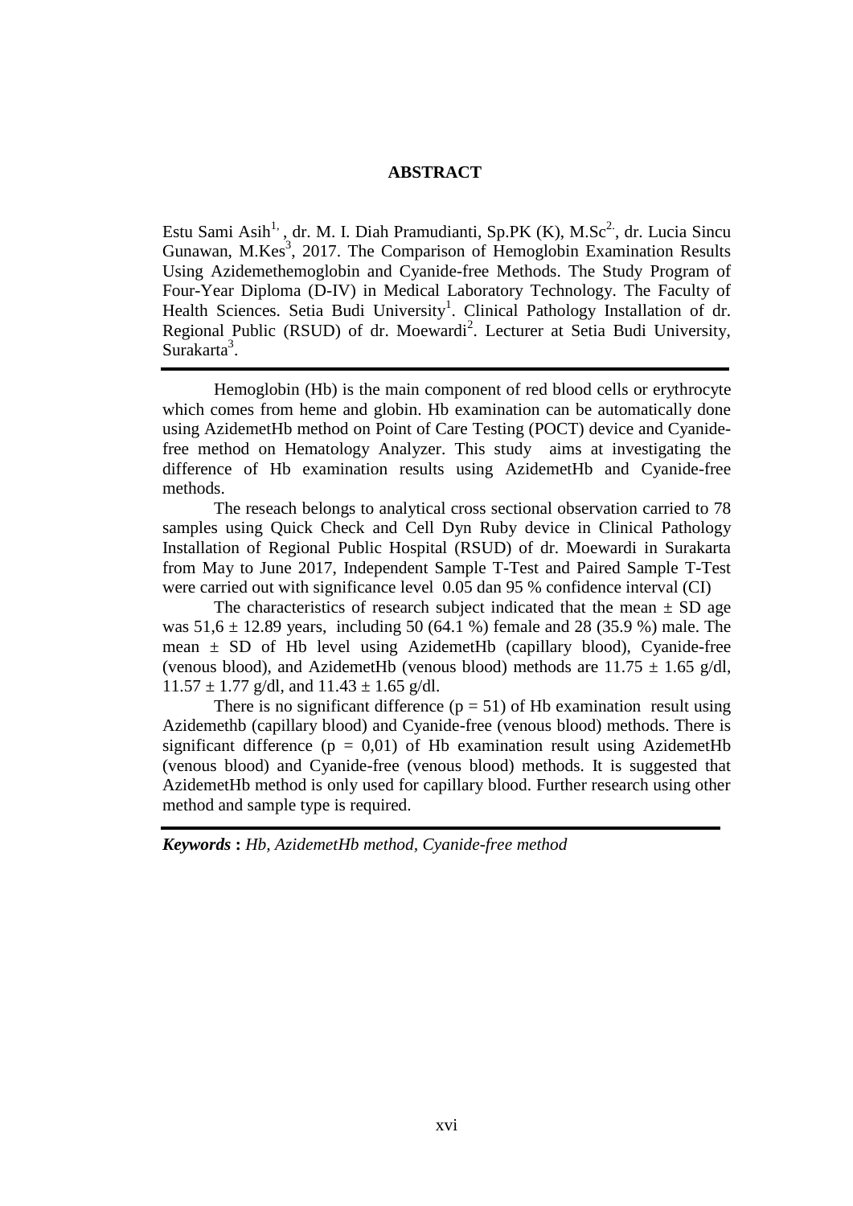# ABSTRACT

Estu Sami Asih[1,], dr. M. I. Diah Pramudianti, Sp.PK (K), M.Sc[2,], dr. Lucia Sincu Gunawan, M.Kes[3], 2017. The Comparison of Hemoglobin Examination Results Using Azidemethemoglobin and Cyanide-free Methods. The Study Program of Four-Year Diploma (D-IV) in Medical Laboratory Technology. The Faculty of Health Sciences. Setia Budi University[1]. Clinical Pathology Installation of dr. Regional Public (RSUD) of dr. Moewardi[2]. Lecturer at Setia Budi University, Surakarta[3].

---

Hemoglobin (Hb) is the main component of red blood cells or erythrocyte which comes from heme and globin. Hb examination can be automatically done using AzidemetHb method on Point of Care Testing (POCT) device and Cyanide-free method on Hematology Analyzer. This study aims at investigating the difference of Hb examination results using AzidemetHb and Cyanide-free methods.

The reseach belongs to analytical cross sectional observation carried to 78 samples using Quick Check and Cell Dyn Ruby device in Clinical Pathology Installation of Regional Public Hospital (RSUD) of dr. Moewardi in Surakarta from May to June 2017, Independent Sample T-Test and Paired Sample T-Test were carried out with significance level 0.05 dan 95 % confidence interval (CI)

The characteristics of research subject indicated that the mean ± SD age was 51,6 ± 12.89 years, including 50 (64.1 %) female and 28 (35.9 %) male. The mean ± SD of Hb level using AzidemetHb (capillary blood), Cyanide-free (venous blood), and AzidemetHb (venous blood) methods are 11.75 ± 1.65 g/dl, 11.57 ± 1.77 g/dl, and 11.43 ± 1.65 g/dl.

There is no significant difference ($p = 51$) of Hb examination result using Azidemethb (capillary blood) and Cyanide-free (venous blood) methods. There is significant difference ($p = 0{,}01$) of Hb examination result using AzidemetHb (venous blood) and Cyanide-free (venous blood) methods. It is suggested that AzidemetHb method is only used for capillary blood. Further research using other method and sample type is required.

---

***Keywords*** **:** *Hb, AzidemetHb method, Cyanide-free method*